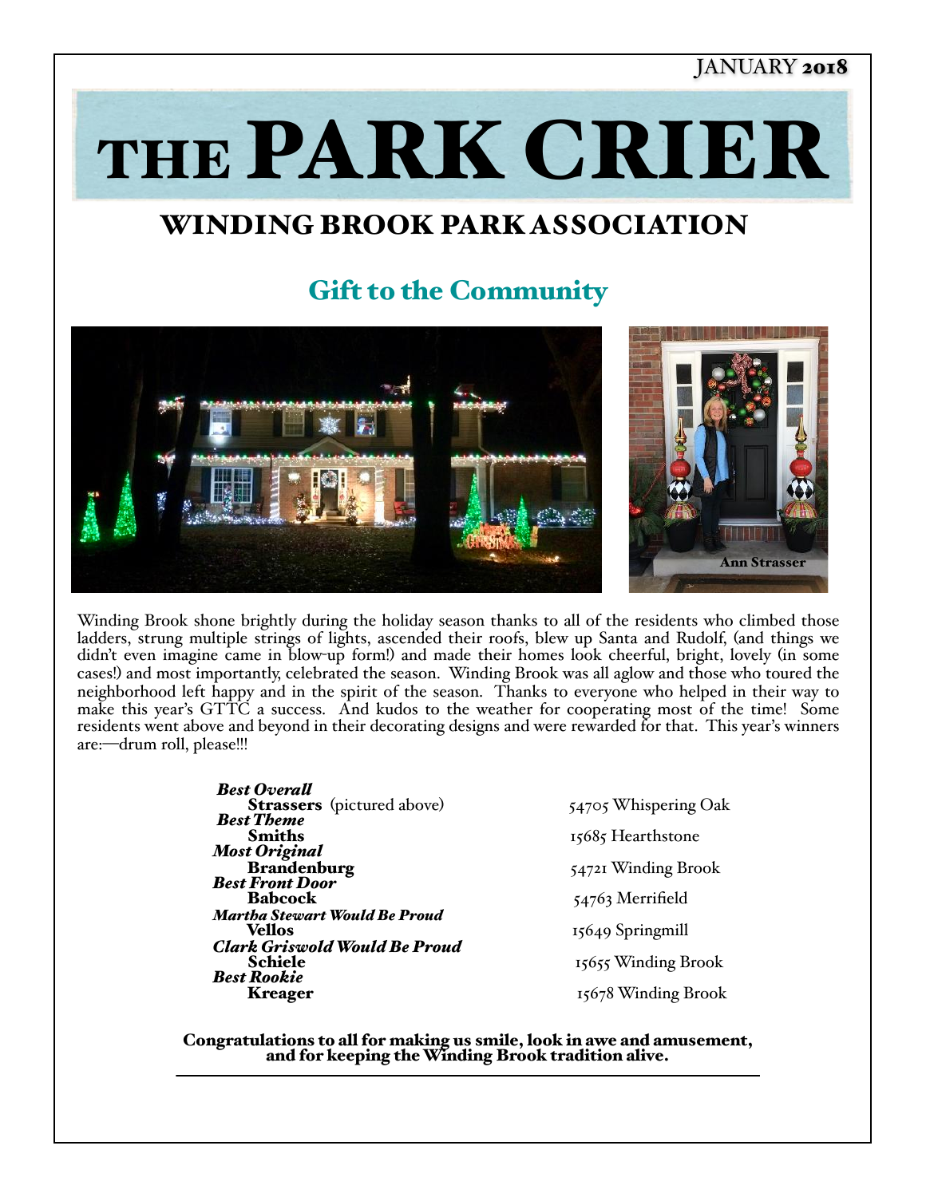JANUARY 2018

# THE PARK CRIER

## WINDING BROOK PARK ASSOCIATION

### Gift to the Community

Ann Strasser

Winding Brook shone brightly during the holiday season thanks to all of the residents who climbed those ladders, strung multiple strings of lights, ascended their roofs, blew up Santa and Rudolf, (and things we didn't even imagine came in blow-up form!) and made their homes look cheerful, bright, lovely (in some cases!) and most importantly, celebrated the season. Winding Brook was all aglow and those who toured the neighborhood left happy and in the spirit of the season. Thanks to everyone who helped in their way to make this year's GTTC a success. And kudos to the weather for cooperating most of the time! Some residents went above and beyond in their decorating designs and were rewarded for that. This year's winners are:—drum roll, please!!!

***Best Overall***
**Strassers** (pictured above) — 54705 Whispering Oak

***Best Theme***
**Smiths** — 15685 Hearthstone

***Most Original***
**Brandenburg** — 54721 Winding Brook

***Best Front Door***
**Babcock** — 54763 Merrifield

***Martha Stewart Would Be Proud***
**Vellos** — 15649 Springmill

***Clark Griswold Would Be Proud***
**Schiele** — 15655 Winding Brook

***Best Rookie***
**Kreager** — 15678 Winding Brook

**Congratulations to all for making us smile, look in awe and amusement, and for keeping the Winding Brook tradition alive.**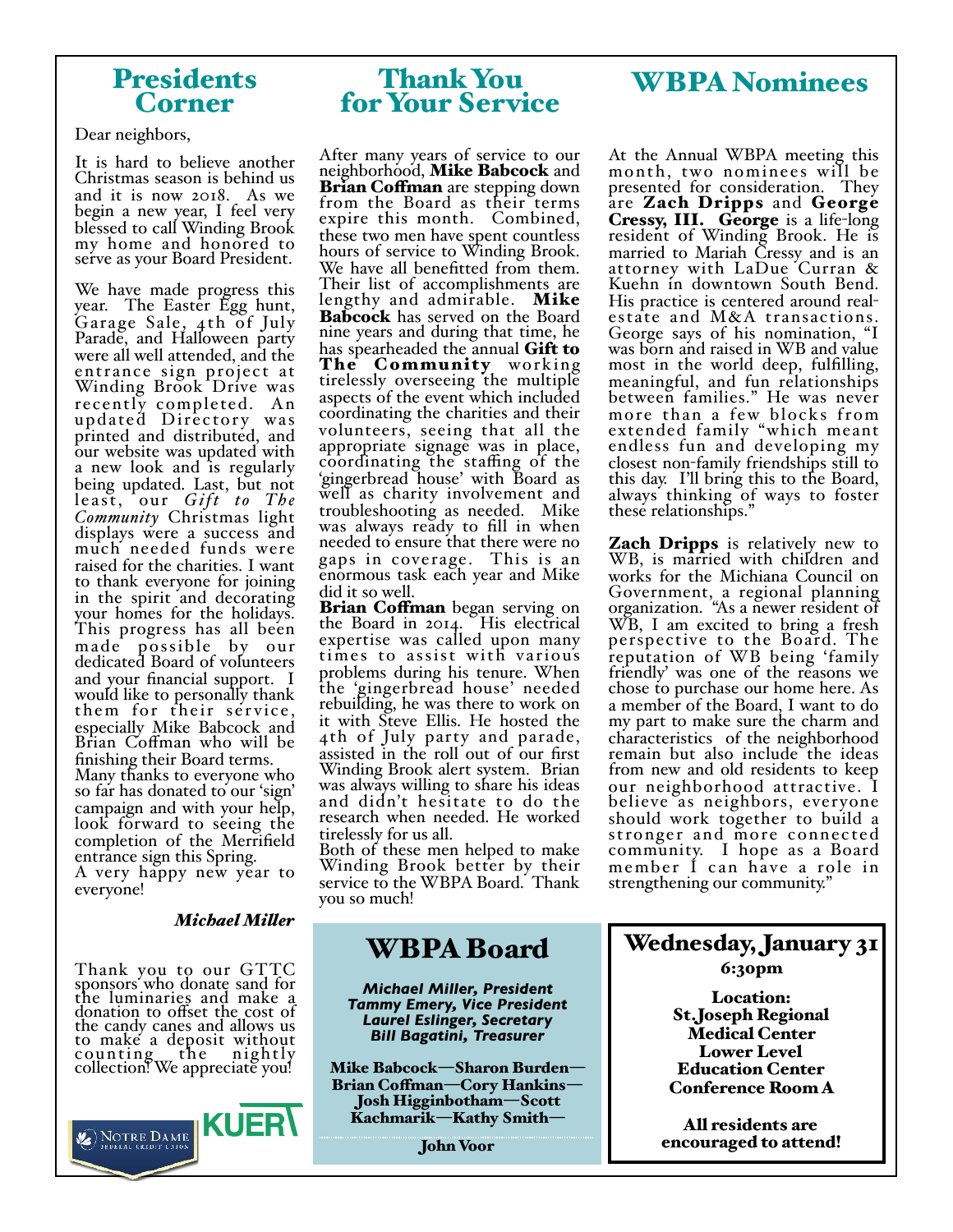## Presidents Corner

Dear neighbors,

It is hard to believe another Christmas season is behind us and it is now 2018. As we begin a new year, I feel very blessed to call Winding Brook my home and honored to serve as your Board President.

We have made progress this year. The Easter Egg hunt, Garage Sale, 4th of July Parade, and Halloween party were all well attended, and the entrance sign project at Winding Brook Drive was recently completed. An updated Directory was printed and distributed, and our website was updated with a new look and is regularly being updated. Last, but not least, our *Gift to The Community* Christmas light displays were a success and much needed funds were raised for the charities. I want to thank everyone for joining in the spirit and decorating your homes for the holidays. This progress has all been made possible by our dedicated Board of volunteers and your financial support. I would like to personally thank them for their service, especially Mike Babcock and Brian Coffman who will be finishing their Board terms.

Many thanks to everyone who so far has donated to our 'sign' campaign and with your help, look forward to seeing the completion of the Merrifield entrance sign this Spring.

A very happy new year to everyone!

***Michael Miller***

Thank you to our GTTC sponsors who donate sand for the luminaries and make a donation to offset the cost of the candy canes and allows us to make a deposit without counting the nightly collection! We appreciate you!

Notre Dame Federal Credit Union — KUERT

## Thank You for Your Service

After many years of service to our neighborhood, **Mike Babcock** and **Brian Coffman** are stepping down from the Board as their terms expire this month. Combined, these two men have spent countless hours of service to Winding Brook. We have all benefitted from them. Their list of accomplishments are lengthy and admirable. **Mike Babcock** has served on the Board nine years and during that time, he has spearheaded the annual **Gift to The Community** working tirelessly overseeing the multiple aspects of the event which included coordinating the charities and their volunteers, seeing that all the appropriate signage was in place, coordinating the staffing of the 'gingerbread house' with Board as well as charity involvement and troubleshooting as needed. Mike was always ready to fill in when needed to ensure that there were no gaps in coverage. This is an enormous task each year and Mike did it so well.

**Brian Coffman** began serving on the Board in 2014. His electrical expertise was called upon many times to assist with various problems during his tenure. When the 'gingerbread house' needed rebuilding, he was there to work on it with Steve Ellis. He hosted the 4th of July party and parade, assisted in the roll out of our first Winding Brook alert system. Brian was always willing to share his ideas and didn't hesitate to do the research when needed. He worked tirelessly for us all.

Both of these men helped to make Winding Brook better by their service to the WBPA Board. Thank you so much!

## WBPA Board

***Michael Miller, President***
***Tammy Emery, Vice President***
***Laurel Eslinger, Secretary***
***Bill Bagatini, Treasurer***

**Mike Babcock—Sharon Burden—Brian Coffman—Cory Hankins—Josh Higginbotham—Scott Kachmarik—Kathy Smith—John Voor**

## WBPA Nominees

At the Annual WBPA meeting this month, two nominees will be presented for consideration. They are **Zach Dripps** and **George Cressy, III. George** is a life-long resident of Winding Brook. He is married to Mariah Cressy and is an attorney with LaDue Curran & Kuehn in downtown South Bend. His practice is centered around real-estate and M&A transactions. George says of his nomination, "I was born and raised in WB and value most in the world deep, fulfilling, meaningful, and fun relationships between families." He was never more than a few blocks from extended family "which meant endless fun and developing my closest non-family friendships still to this day. I'll bring this to the Board, always thinking of ways to foster these relationships."

**Zach Dripps** is relatively new to WB, is married with children and works for the Michiana Council on Government, a regional planning organization. "As a newer resident of WB, I am excited to bring a fresh perspective to the Board. The reputation of WB being 'family friendly' was one of the reasons we chose to purchase our home here. As a member of the Board, I want to do my part to make sure the charm and characteristics of the neighborhood remain but also include the ideas from new and old residents to keep our neighborhood attractive. I believe as neighbors, everyone should work together to build a stronger and more connected community. I hope as a Board member I can have a role in strengthening our community."

## Wednesday, January 31

**6:30pm**

**Location:**
**St.Joseph Regional Medical Center**
**Lower Level**
**Education Center**
**Conference Room A**

**All residents are encouraged to attend!**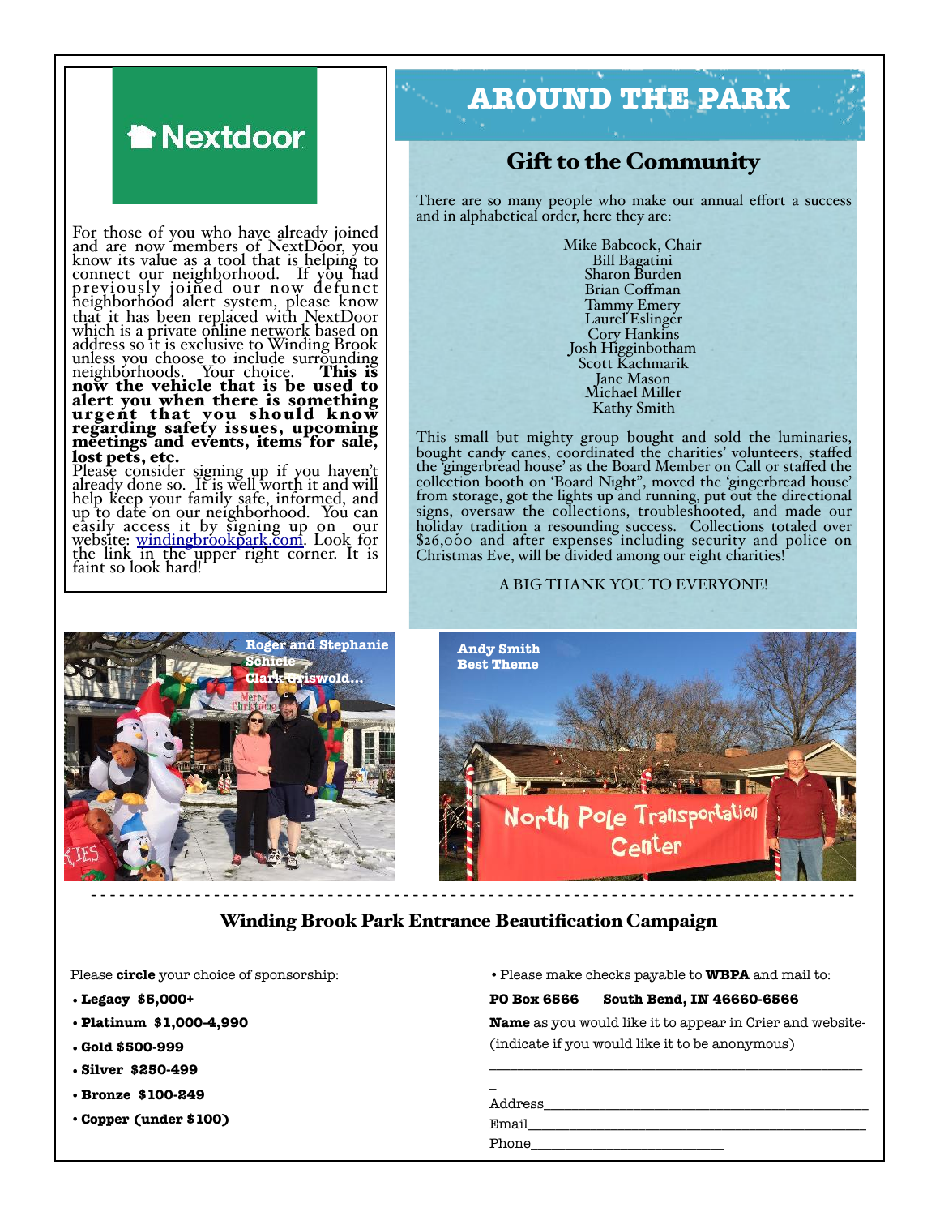Nextdoor

For those of you who have already joined and are now members of NextDoor, you know its value as a tool that is helping to connect our neighborhood. If you had previously joined our now defunct neighborhood alert system, please know that it has been replaced with NextDoor which is a private online network based on address so it is exclusive to Winding Brook unless you choose to include surrounding neighborhoods. Your choice. **This is now the vehicle that is be used to alert you when there is something urgent that you should know regarding safety issues, upcoming meetings and events, items for sale, lost pets, etc.** Please consider signing up if you haven't already done so. It is well worth it and will help keep your family safe, informed, and up to date on our neighborhood. You can easily access it by signing up on our website: windingbrookpark.com. Look for the link in the upper right corner. It is faint so look hard!

# AROUND THE PARK

## Gift to the Community

There are so many people who make our annual effort a success and in alphabetical order, here they are:

Mike Babcock, Chair
Bill Bagatini
Sharon Burden
Brian Coffman
Tammy Emery
Laurel Eslinger
Cory Hankins
Josh Higginbotham
Scott Kachmarik
Jane Mason
Michael Miller
Kathy Smith

This small but mighty group bought and sold the luminaries, bought candy canes, coordinated the charities' volunteers, staffed the 'gingerbread house' as the Board Member on Call or staffed the collection booth on 'Board Night", moved the 'gingerbread house' from storage, got the lights up and running, put out the directional signs, oversaw the collections, troubleshooted, and made our holiday tradition a resounding success. Collections totaled over $26,000 and after expenses including security and police on Christmas Eve, will be divided among our eight charities!

A BIG THANK YOU TO EVERYONE!

**Roger and Stephanie Schiele Clark Griswold...**

**Andy Smith Best Theme**

## Winding Brook Park Entrance Beautification Campaign

Please **circle** your choice of sponsorship:

- **Legacy $5,000+**
- **Platinum $1,000-4,990**
- **Gold $500-999**
- **Silver $250-499**
- **Bronze $100-249**
- **Copper (under $100)**

• Please make checks payable to **WBPA** and mail to:

**PO Box 6566 South Bend, IN 46660-6566**

**Name** as you would like it to appear in Crier and website- (indicate if you would like it to be anonymous)

_______________________________________________

Address_______________________________________

Email_________________________________________

Phone__________________________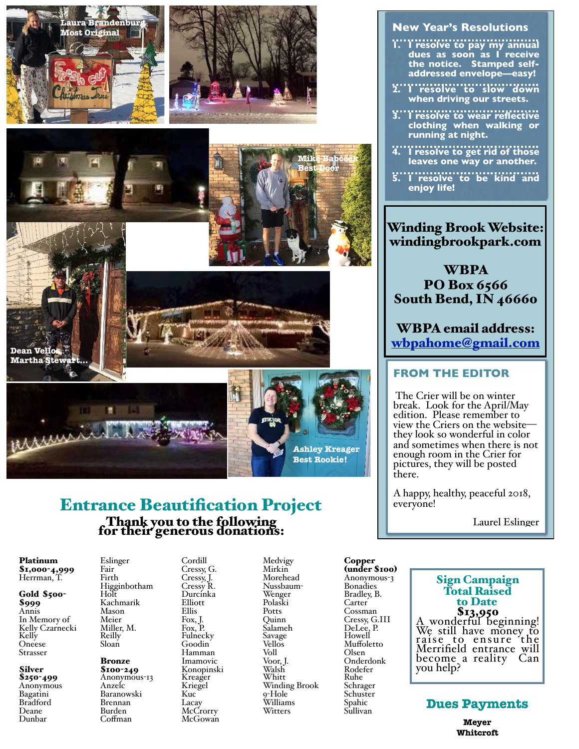Laura Brandenburg
Most Original

Mike Babcock
Best Door

Dean Vellos
Martha Stewart...

Ashley Kreager
Best Rookie!

## New Year's Resolutions

1. I resolve to pay my annual dues as soon as I receive the notice. Stamped self-addressed envelope—easy!
2. I resolve to slow down when driving our streets.
3. I resolve to wear reflective clothing when walking or running at night.
4. I resolve to get rid of those leaves one way or another.
5. I resolve to be kind and enjoy life!

**Winding Brook Website:**
**windingbrookpark.com**

**WBPA**
**PO Box 6566**
**South Bend, IN 46660**

**WBPA email address:**
**wbpahome@gmail.com**

## FROM THE EDITOR

The Crier will be on winter break. Look for the April/May edition. Please remember to view the Criers on the website—they look so wonderful in color and sometimes when there is not enough room in the Crier for pictures, they will be posted there.

A happy, healthy, peaceful 2018, everyone!

Laurel Eslinger

## Entrance Beautification Project

### Thank you to the following for their generous donations:

**Platinum $1,000-4,999**
Herrman, T.

**Gold $500-$999**
Annis
In Memory of Kelly Czarnecki
Kelly
Oneese
Strasser

**Silver $250-499**
Anonymous
Bagatini
Bradford
Deane
Dunbar
Eslinger
Fair
Firth
Higginbotham
Holt
Kachmarik
Mason
Meier
Miller, M.
Reilly
Sloan

**Bronze $100-249**
Anonymous-13
Anzelc
Baranowski
Brennan
Burden
Coffman
Cordill
Cressy, G.
Cressy, J.
Cressy R.
Durcinka
Elliott
Ellis
Fox, J.
Fox, P.
Fulnecky
Goodin
Hamman
Imamovic
Konopinski
Kreager
Kriegel
Kuc
Lacay
McCrorry
McGowan
Medvigy
Mirkin
Morehead
Nussbaum-Wenger
Polaski
Potts
Quinn
Salameh
Savage
Vellos
Voll
Voor, J.
Walsh
Whitt
Winding Brook 9-Hole
Williams
Witters

**Copper (under $100)**
Anonymous-3
Bonadies
Bradley, B.
Carter
Cossman
Cressy, G.III
DeLee, P.
Howell
Muffoletto
Olsen
Onderdonk
Rodefer
Ruhe
Schrager
Schuster
Spahic
Sullivan

## Sign Campaign Total Raised to Date
**$13,950**

A wonderful beginning! We still have money to raise to ensure the Merrifield entrance will become a reality Can you help?

## Dues Payments

**Meyer**
**Whitcroft**